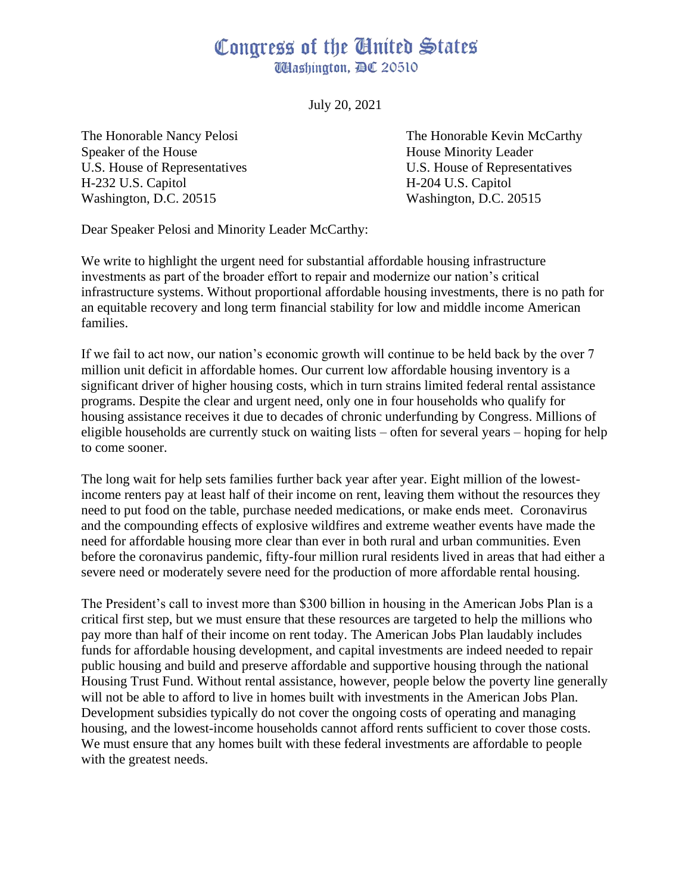# Congress of the United States

Washington, DC 20510

July 20, 2021

The Honorable Nancy Pelosi
Speaker of the House
U.S. House of Representatives
H-232 U.S. Capitol
Washington, D.C. 20515

The Honorable Kevin McCarthy
House Minority Leader
U.S. House of Representatives
H-204 U.S. Capitol
Washington, D.C. 20515

Dear Speaker Pelosi and Minority Leader McCarthy:

We write to highlight the urgent need for substantial affordable housing infrastructure investments as part of the broader effort to repair and modernize our nation's critical infrastructure systems. Without proportional affordable housing investments, there is no path for an equitable recovery and long term financial stability for low and middle income American families.

If we fail to act now, our nation's economic growth will continue to be held back by the over 7 million unit deficit in affordable homes. Our current low affordable housing inventory is a significant driver of higher housing costs, which in turn strains limited federal rental assistance programs. Despite the clear and urgent need, only one in four households who qualify for housing assistance receives it due to decades of chronic underfunding by Congress. Millions of eligible households are currently stuck on waiting lists – often for several years – hoping for help to come sooner.

The long wait for help sets families further back year after year. Eight million of the lowest-income renters pay at least half of their income on rent, leaving them without the resources they need to put food on the table, purchase needed medications, or make ends meet. Coronavirus and the compounding effects of explosive wildfires and extreme weather events have made the need for affordable housing more clear than ever in both rural and urban communities. Even before the coronavirus pandemic, fifty-four million rural residents lived in areas that had either a severe need or moderately severe need for the production of more affordable rental housing.

The President's call to invest more than $300 billion in housing in the American Jobs Plan is a critical first step, but we must ensure that these resources are targeted to help the millions who pay more than half of their income on rent today. The American Jobs Plan laudably includes funds for affordable housing development, and capital investments are indeed needed to repair public housing and build and preserve affordable and supportive housing through the national Housing Trust Fund. Without rental assistance, however, people below the poverty line generally will not be able to afford to live in homes built with investments in the American Jobs Plan. Development subsidies typically do not cover the ongoing costs of operating and managing housing, and the lowest-income households cannot afford rents sufficient to cover those costs. We must ensure that any homes built with these federal investments are affordable to people with the greatest needs.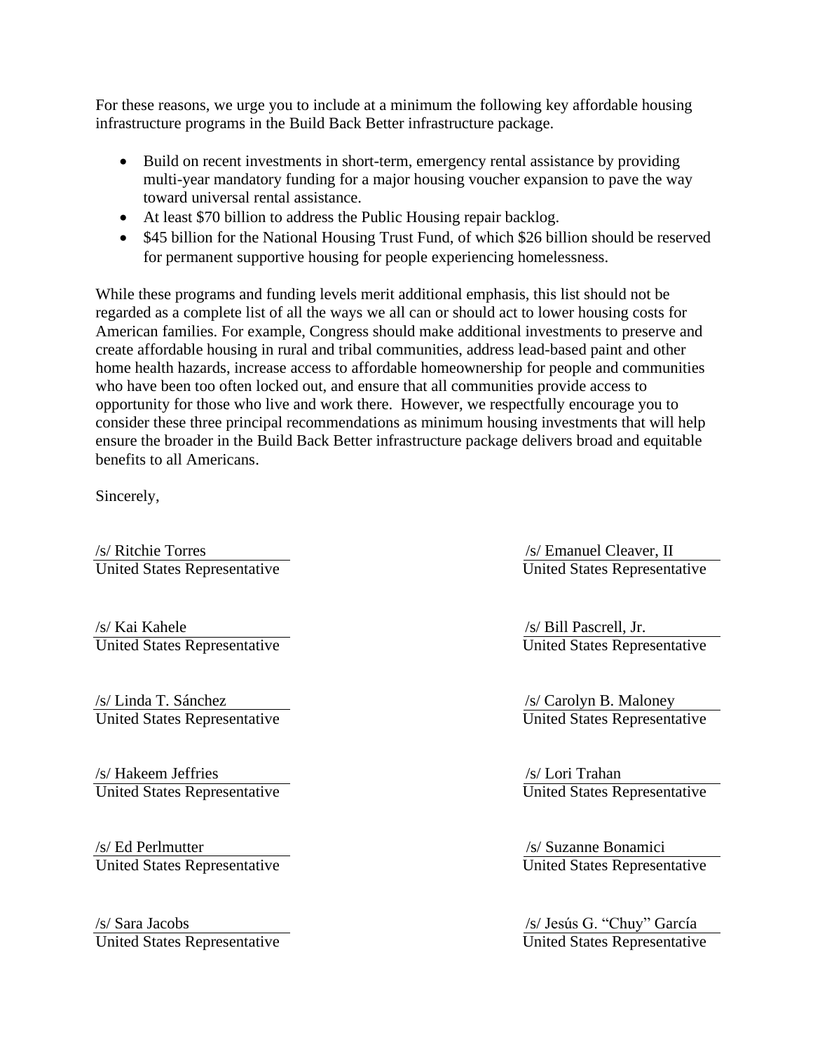For these reasons, we urge you to include at a minimum the following key affordable housing infrastructure programs in the Build Back Better infrastructure package.

- Build on recent investments in short-term, emergency rental assistance by providing multi-year mandatory funding for a major housing voucher expansion to pave the way toward universal rental assistance.
- At least $70 billion to address the Public Housing repair backlog.
- $45 billion for the National Housing Trust Fund, of which $26 billion should be reserved for permanent supportive housing for people experiencing homelessness.

While these programs and funding levels merit additional emphasis, this list should not be regarded as a complete list of all the ways we all can or should act to lower housing costs for American families. For example, Congress should make additional investments to preserve and create affordable housing in rural and tribal communities, address lead-based paint and other home health hazards, increase access to affordable homeownership for people and communities who have been too often locked out, and ensure that all communities provide access to opportunity for those who live and work there. However, we respectfully encourage you to consider these three principal recommendations as minimum housing investments that will help ensure the broader in the Build Back Better infrastructure package delivers broad and equitable benefits to all Americans.

Sincerely,

/s/ Ritchie Torres
United States Representative

/s/ Emanuel Cleaver, II
United States Representative

/s/ Kai Kahele
United States Representative

/s/ Bill Pascrell, Jr.
United States Representative

/s/ Linda T. Sánchez
United States Representative

/s/ Carolyn B. Maloney
United States Representative

/s/ Hakeem Jeffries
United States Representative

/s/ Lori Trahan
United States Representative

/s/ Ed Perlmutter
United States Representative

/s/ Suzanne Bonamici
United States Representative

/s/ Sara Jacobs
United States Representative

/s/ Jesús G. "Chuy" García
United States Representative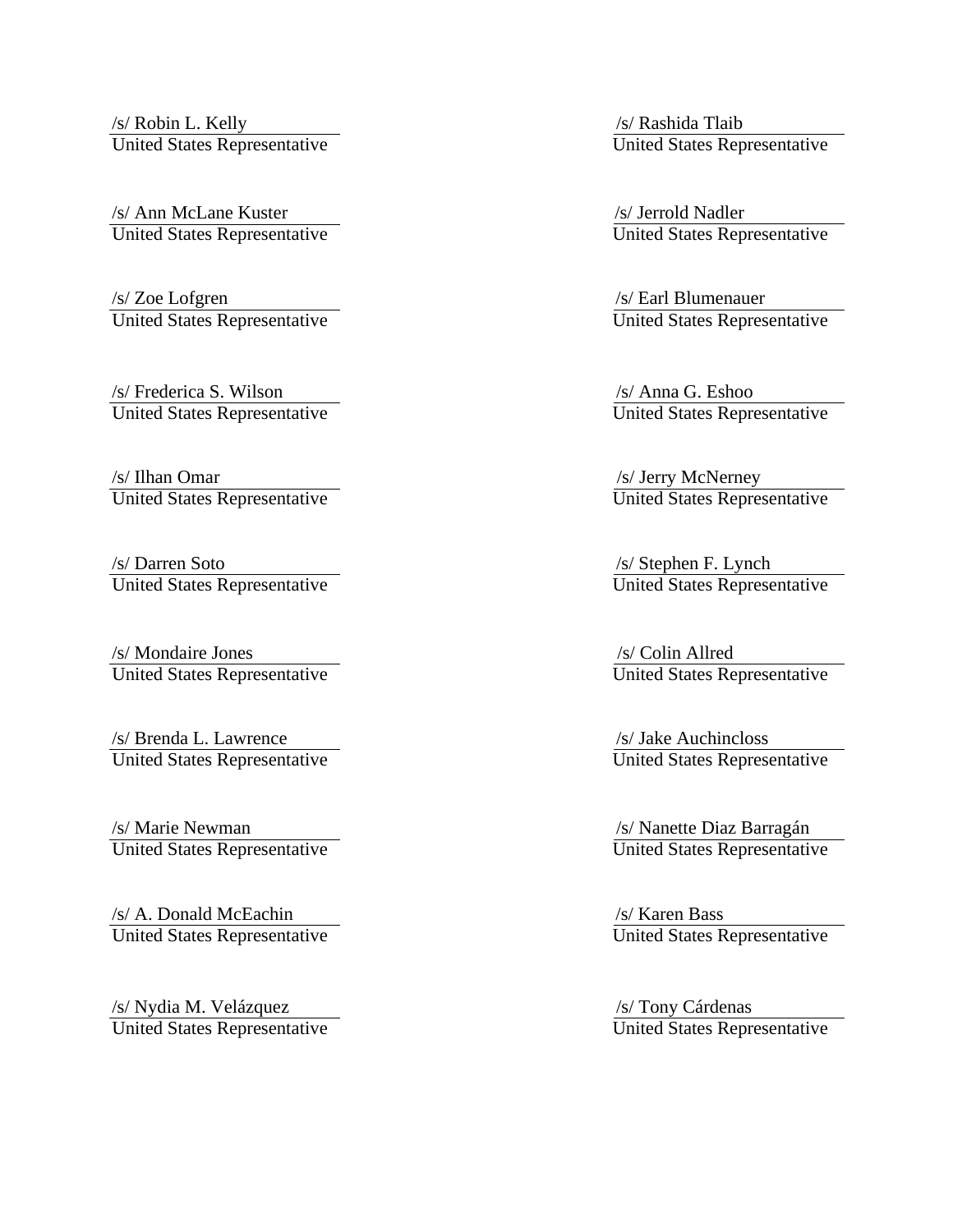/s/ Robin L. Kelly
United States Representative

/s/ Rashida Tlaib
United States Representative

/s/ Ann McLane Kuster
United States Representative

/s/ Jerrold Nadler
United States Representative

/s/ Zoe Lofgren
United States Representative

/s/ Earl Blumenauer
United States Representative

/s/ Frederica S. Wilson
United States Representative

/s/ Anna G. Eshoo
United States Representative

/s/ Ilhan Omar
United States Representative

/s/ Jerry McNerney
United States Representative

/s/ Darren Soto
United States Representative

/s/ Stephen F. Lynch
United States Representative

/s/ Mondaire Jones
United States Representative

/s/ Colin Allred
United States Representative

/s/ Brenda L. Lawrence
United States Representative

/s/ Jake Auchincloss
United States Representative

/s/ Marie Newman
United States Representative

/s/ Nanette Diaz Barragán
United States Representative

/s/ A. Donald McEachin
United States Representative

/s/ Karen Bass
United States Representative

/s/ Nydia M. Velázquez
United States Representative

/s/ Tony Cárdenas
United States Representative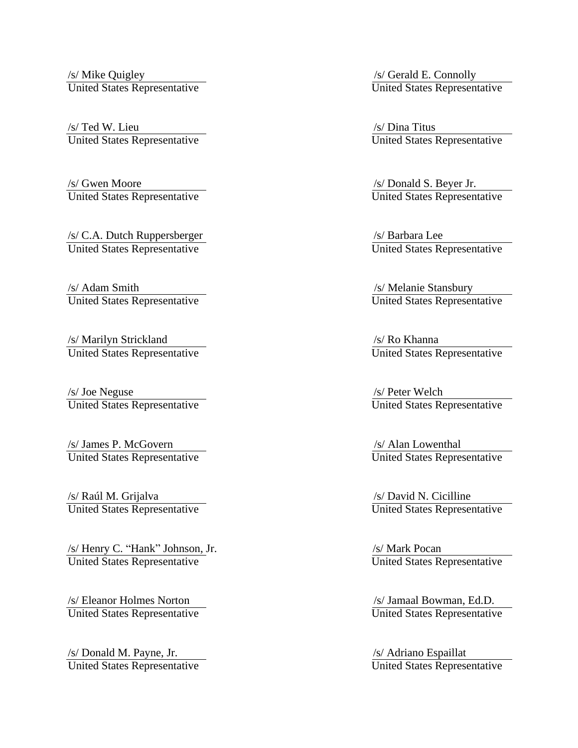/s/ Mike Quigley
United States Representative

/s/ Gerald E. Connolly
United States Representative

/s/ Ted W. Lieu
United States Representative

/s/ Dina Titus
United States Representative

/s/ Gwen Moore
United States Representative

/s/ Donald S. Beyer Jr.
United States Representative

/s/ C.A. Dutch Ruppersberger
United States Representative

/s/ Barbara Lee
United States Representative

/s/ Adam Smith
United States Representative

/s/ Melanie Stansbury
United States Representative

/s/ Marilyn Strickland
United States Representative

/s/ Ro Khanna
United States Representative

/s/ Joe Neguse
United States Representative

/s/ Peter Welch
United States Representative

/s/ James P. McGovern
United States Representative

/s/ Alan Lowenthal
United States Representative

/s/ Raúl M. Grijalva
United States Representative

/s/ David N. Cicilline
United States Representative

/s/ Henry C. "Hank" Johnson, Jr.
United States Representative

/s/ Mark Pocan
United States Representative

/s/ Eleanor Holmes Norton
United States Representative

/s/ Jamaal Bowman, Ed.D.
United States Representative

/s/ Donald M. Payne, Jr.
United States Representative

/s/ Adriano Espaillat
United States Representative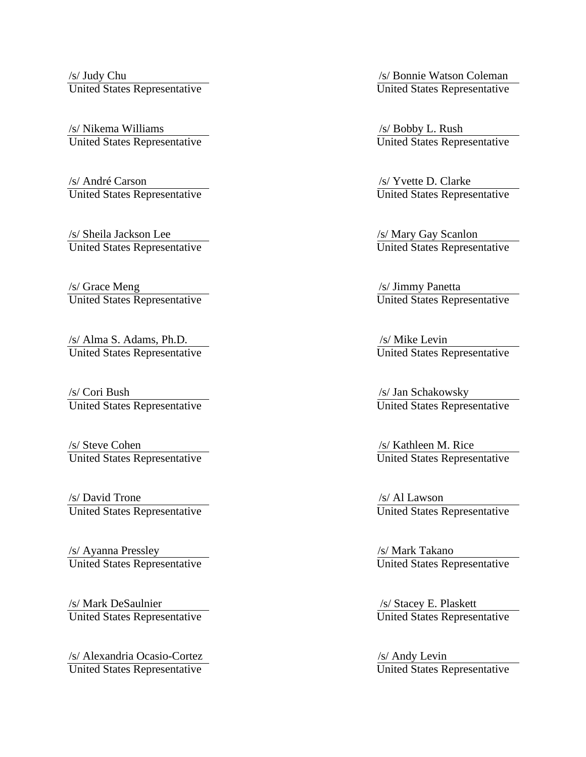/s/ Judy Chu
United States Representative

/s/ Bonnie Watson Coleman
United States Representative

/s/ Nikema Williams
United States Representative

/s/ Bobby L. Rush
United States Representative

/s/ André Carson
United States Representative

/s/ Yvette D. Clarke
United States Representative

/s/ Sheila Jackson Lee
United States Representative

/s/ Mary Gay Scanlon
United States Representative

/s/ Grace Meng
United States Representative

/s/ Jimmy Panetta
United States Representative

/s/ Alma S. Adams, Ph.D.
United States Representative

/s/ Mike Levin
United States Representative

/s/ Cori Bush
United States Representative

/s/ Jan Schakowsky
United States Representative

/s/ Steve Cohen
United States Representative

/s/ Kathleen M. Rice
United States Representative

/s/ David Trone
United States Representative

/s/ Al Lawson
United States Representative

/s/ Ayanna Pressley
United States Representative

/s/ Mark Takano
United States Representative

/s/ Mark DeSaulnier
United States Representative

/s/ Stacey E. Plaskett
United States Representative

/s/ Alexandria Ocasio-Cortez
United States Representative

/s/ Andy Levin
United States Representative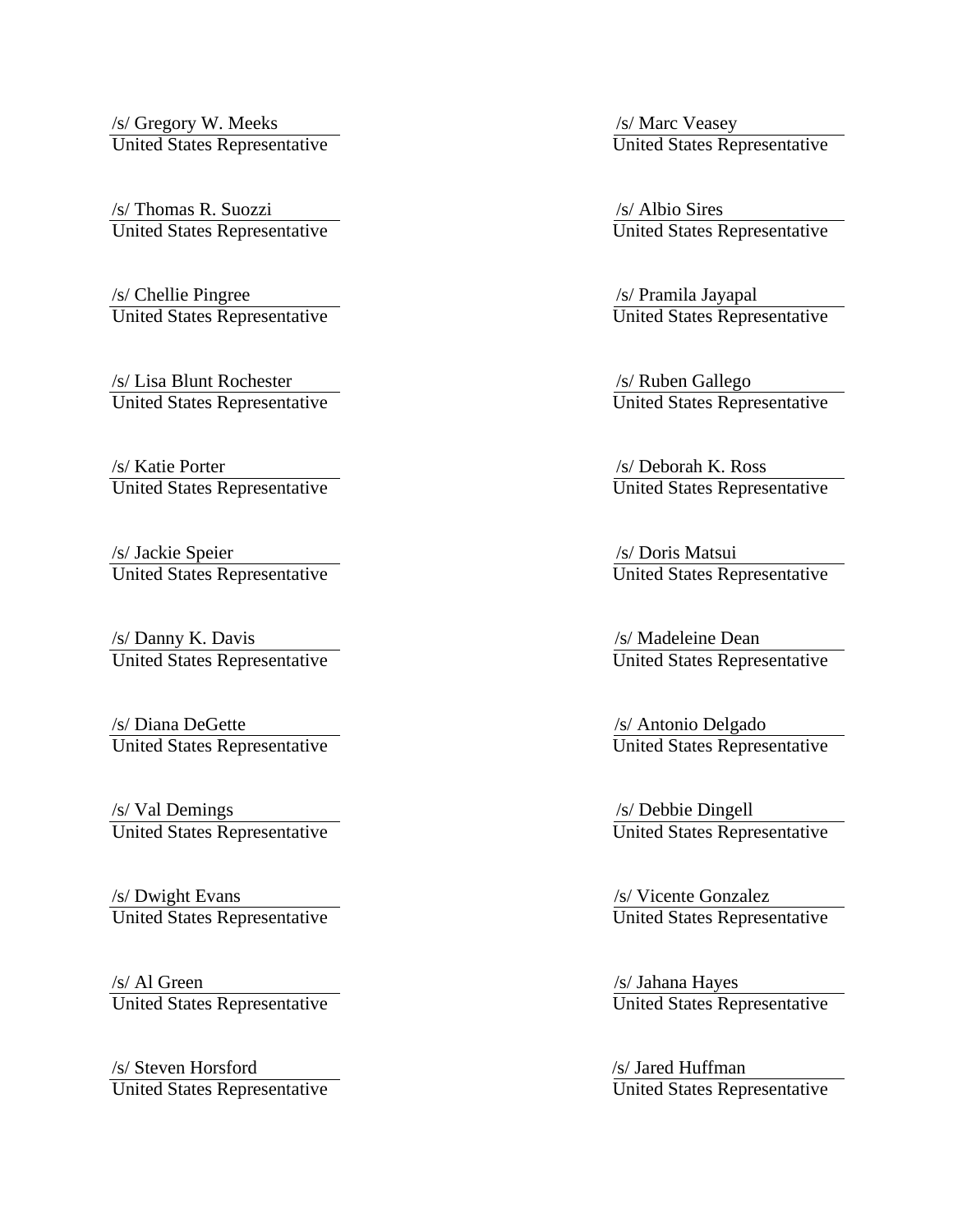/s/ Gregory W. Meeks
United States Representative

/s/ Marc Veasey
United States Representative

/s/ Thomas R. Suozzi
United States Representative

/s/ Albio Sires
United States Representative

/s/ Chellie Pingree
United States Representative

/s/ Pramila Jayapal
United States Representative

/s/ Lisa Blunt Rochester
United States Representative

/s/ Ruben Gallego
United States Representative

/s/ Katie Porter
United States Representative

/s/ Deborah K. Ross
United States Representative

/s/ Jackie Speier
United States Representative

/s/ Doris Matsui
United States Representative

/s/ Danny K. Davis
United States Representative

/s/ Madeleine Dean
United States Representative

/s/ Diana DeGette
United States Representative

/s/ Antonio Delgado
United States Representative

/s/ Val Demings
United States Representative

/s/ Debbie Dingell
United States Representative

/s/ Dwight Evans
United States Representative

/s/ Vicente Gonzalez
United States Representative

/s/ Al Green
United States Representative

/s/ Jahana Hayes
United States Representative

/s/ Steven Horsford
United States Representative

/s/ Jared Huffman
United States Representative